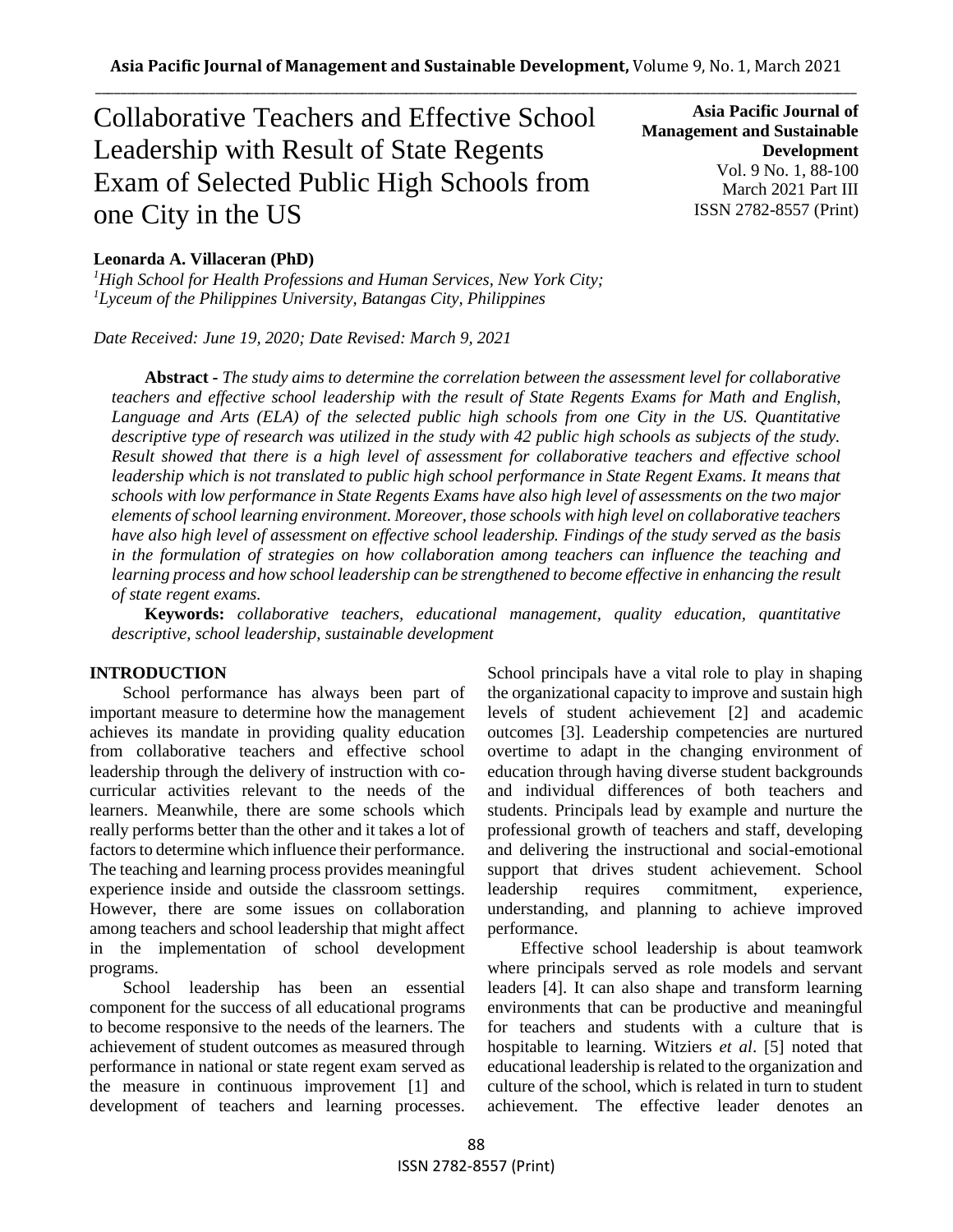# Collaborative Teachers and Effective School Leadership with Result of State Regents Exam of Selected Public High Schools from one City in the US

**Asia Pacific Journal of Management and Sustainable Development**
Vol. 9 No. 1, 88-100
March 2021 Part III
ISSN 2782-8557 (Print)

**Leonarda A. Villaceran (PhD)**
[1]*High School for Health Professions and Human Services, New York City;*
[1]*Lyceum of the Philippines University, Batangas City, Philippines*

*Date Received: June 19, 2020; Date Revised: March 9, 2021*

**Abstract -** *The study aims to determine the correlation between the assessment level for collaborative teachers and effective school leadership with the result of State Regents Exams for Math and English, Language and Arts (ELA) of the selected public high schools from one City in the US. Quantitative descriptive type of research was utilized in the study with 42 public high schools as subjects of the study. Result showed that there is a high level of assessment for collaborative teachers and effective school leadership which is not translated to public high school performance in State Regent Exams. It means that schools with low performance in State Regents Exams have also high level of assessments on the two major elements of school learning environment. Moreover, those schools with high level on collaborative teachers have also high level of assessment on effective school leadership. Findings of the study served as the basis in the formulation of strategies on how collaboration among teachers can influence the teaching and learning process and how school leadership can be strengthened to become effective in enhancing the result of state regent exams.*

**Keywords:** *collaborative teachers, educational management, quality education, quantitative descriptive, school leadership, sustainable development*

## INTRODUCTION

School performance has always been part of important measure to determine how the management achieves its mandate in providing quality education from collaborative teachers and effective school leadership through the delivery of instruction with co-curricular activities relevant to the needs of the learners. Meanwhile, there are some schools which really performs better than the other and it takes a lot of factors to determine which influence their performance. The teaching and learning process provides meaningful experience inside and outside the classroom settings. However, there are some issues on collaboration among teachers and school leadership that might affect in the implementation of school development programs.

School leadership has been an essential component for the success of all educational programs to become responsive to the needs of the learners. The achievement of student outcomes as measured through performance in national or state regent exam served as the measure in continuous improvement [1] and development of teachers and learning processes. School principals have a vital role to play in shaping the organizational capacity to improve and sustain high levels of student achievement [2] and academic outcomes [3]. Leadership competencies are nurtured overtime to adapt in the changing environment of education through having diverse student backgrounds and individual differences of both teachers and students. Principals lead by example and nurture the professional growth of teachers and staff, developing and delivering the instructional and social-emotional support that drives student achievement. School leadership requires commitment, experience, understanding, and planning to achieve improved performance.

Effective school leadership is about teamwork where principals served as role models and servant leaders [4]. It can also shape and transform learning environments that can be productive and meaningful for teachers and students with a culture that is hospitable to learning. Witziers *et al*. [5] noted that educational leadership is related to the organization and culture of the school, which is related in turn to student achievement. The effective leader denotes an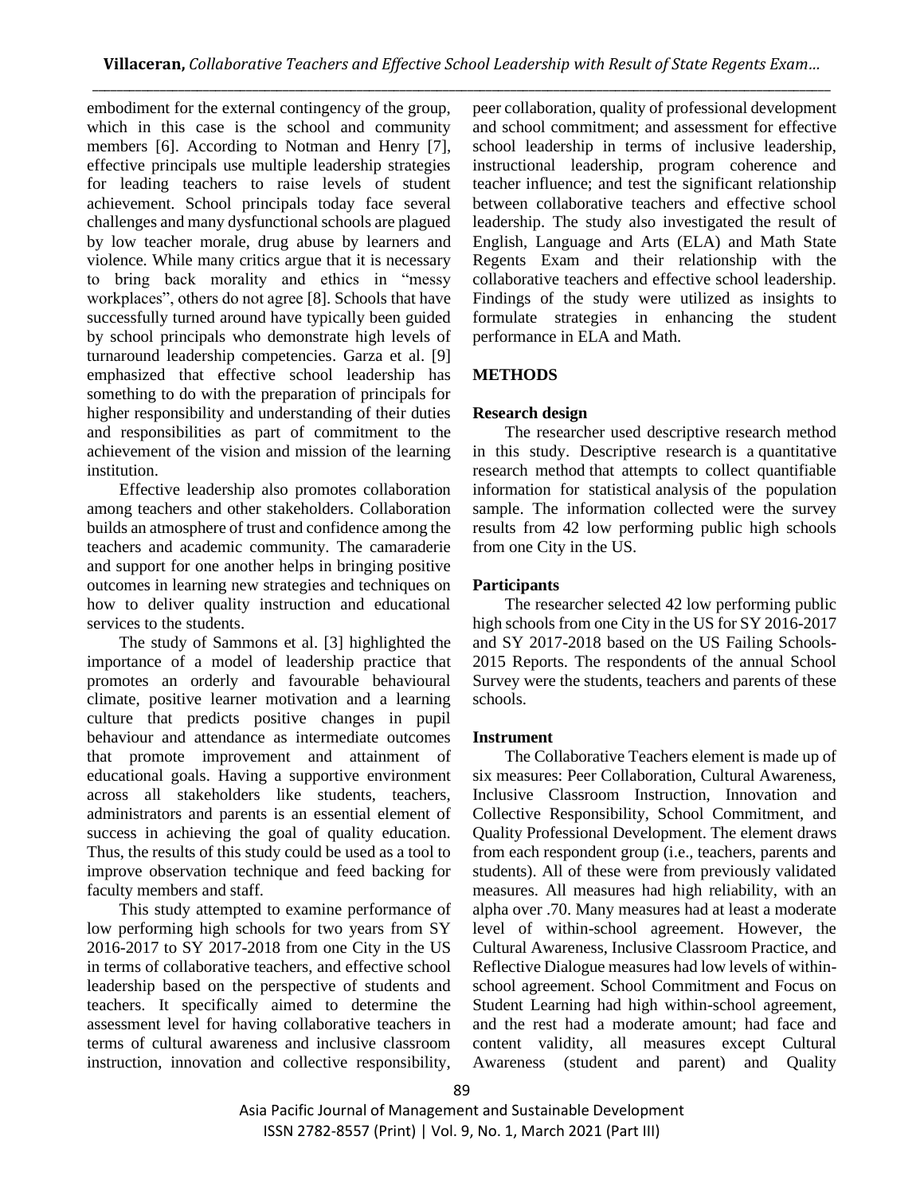embodiment for the external contingency of the group, which in this case is the school and community members [6]. According to Notman and Henry [7], effective principals use multiple leadership strategies for leading teachers to raise levels of student achievement. School principals today face several challenges and many dysfunctional schools are plagued by low teacher morale, drug abuse by learners and violence. While many critics argue that it is necessary to bring back morality and ethics in "messy workplaces", others do not agree [8]. Schools that have successfully turned around have typically been guided by school principals who demonstrate high levels of turnaround leadership competencies. Garza et al. [9] emphasized that effective school leadership has something to do with the preparation of principals for higher responsibility and understanding of their duties and responsibilities as part of commitment to the achievement of the vision and mission of the learning institution.

Effective leadership also promotes collaboration among teachers and other stakeholders. Collaboration builds an atmosphere of trust and confidence among the teachers and academic community. The camaraderie and support for one another helps in bringing positive outcomes in learning new strategies and techniques on how to deliver quality instruction and educational services to the students.

The study of Sammons et al. [3] highlighted the importance of a model of leadership practice that promotes an orderly and favourable behavioural climate, positive learner motivation and a learning culture that predicts positive changes in pupil behaviour and attendance as intermediate outcomes that promote improvement and attainment of educational goals. Having a supportive environment across all stakeholders like students, teachers, administrators and parents is an essential element of success in achieving the goal of quality education. Thus, the results of this study could be used as a tool to improve observation technique and feed backing for faculty members and staff.

This study attempted to examine performance of low performing high schools for two years from SY 2016-2017 to SY 2017-2018 from one City in the US in terms of collaborative teachers, and effective school leadership based on the perspective of students and teachers. It specifically aimed to determine the assessment level for having collaborative teachers in terms of cultural awareness and inclusive classroom instruction, innovation and collective responsibility, peer collaboration, quality of professional development and school commitment; and assessment for effective school leadership in terms of inclusive leadership, instructional leadership, program coherence and teacher influence; and test the significant relationship between collaborative teachers and effective school leadership. The study also investigated the result of English, Language and Arts (ELA) and Math State Regents Exam and their relationship with the collaborative teachers and effective school leadership. Findings of the study were utilized as insights to formulate strategies in enhancing the student performance in ELA and Math.

## METHODS

### Research design

The researcher used descriptive research method in this study. Descriptive research is a quantitative research method that attempts to collect quantifiable information for statistical analysis of the population sample. The information collected were the survey results from 42 low performing public high schools from one City in the US.

### Participants

The researcher selected 42 low performing public high schools from one City in the US for SY 2016-2017 and SY 2017-2018 based on the US Failing Schools-2015 Reports. The respondents of the annual School Survey were the students, teachers and parents of these schools.

### Instrument

The Collaborative Teachers element is made up of six measures: Peer Collaboration, Cultural Awareness, Inclusive Classroom Instruction, Innovation and Collective Responsibility, School Commitment, and Quality Professional Development. The element draws from each respondent group (i.e., teachers, parents and students). All of these were from previously validated measures. All measures had high reliability, with an alpha over .70. Many measures had at least a moderate level of within-school agreement. However, the Cultural Awareness, Inclusive Classroom Practice, and Reflective Dialogue measures had low levels of within-school agreement. School Commitment and Focus on Student Learning had high within-school agreement, and the rest had a moderate amount; had face and content validity, all measures except Cultural Awareness (student and parent) and Quality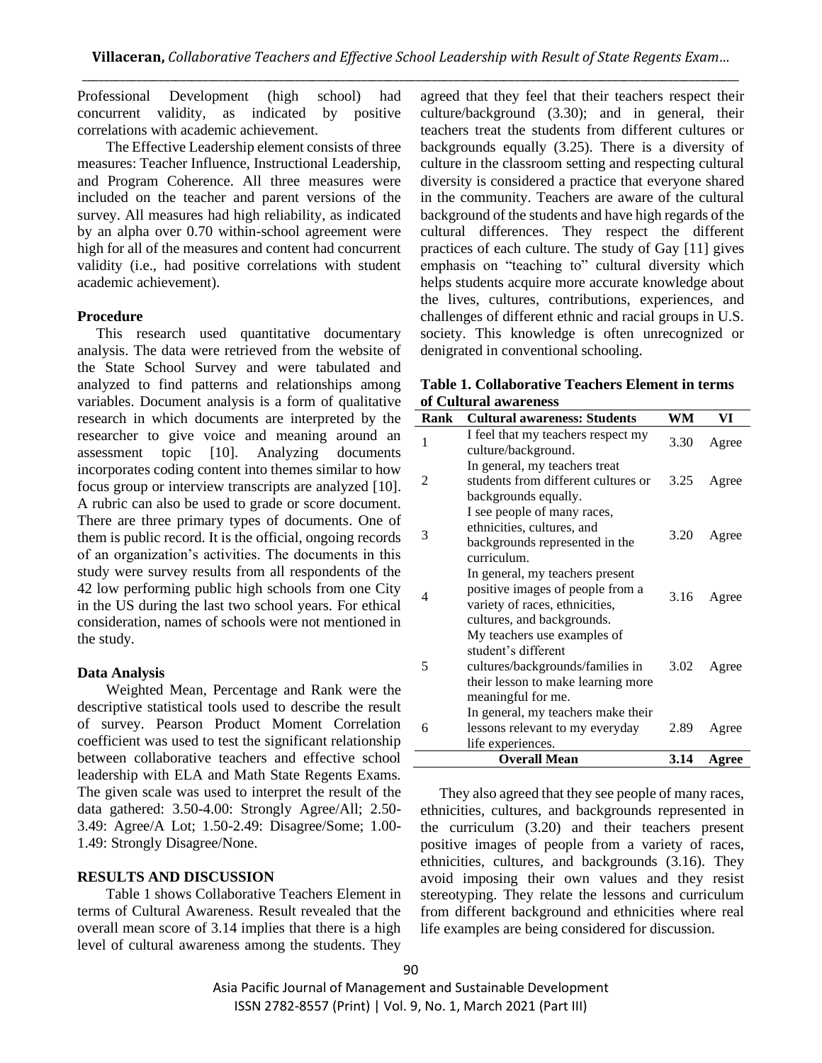Professional Development (high school) had concurrent validity, as indicated by positive correlations with academic achievement.

The Effective Leadership element consists of three measures: Teacher Influence, Instructional Leadership, and Program Coherence. All three measures were included on the teacher and parent versions of the survey. All measures had high reliability, as indicated by an alpha over 0.70 within-school agreement were high for all of the measures and content had concurrent validity (i.e., had positive correlations with student academic achievement).

**Procedure**

This research used quantitative documentary analysis. The data were retrieved from the website of the State School Survey and were tabulated and analyzed to find patterns and relationships among variables. Document analysis is a form of qualitative research in which documents are interpreted by the researcher to give voice and meaning around an assessment topic [10]. Analyzing documents incorporates coding content into themes similar to how focus group or interview transcripts are analyzed [10]. A rubric can also be used to grade or score document. There are three primary types of documents. One of them is public record. It is the official, ongoing records of an organization's activities. The documents in this study were survey results from all respondents of the 42 low performing public high schools from one City in the US during the last two school years. For ethical consideration, names of schools were not mentioned in the study.

**Data Analysis**

Weighted Mean, Percentage and Rank were the descriptive statistical tools used to describe the result of survey. Pearson Product Moment Correlation coefficient was used to test the significant relationship between collaborative teachers and effective school leadership with ELA and Math State Regents Exams. The given scale was used to interpret the result of the data gathered: 3.50-4.00: Strongly Agree/All; 2.50-3.49: Agree/A Lot; 1.50-2.49: Disagree/Some; 1.00-1.49: Strongly Disagree/None.

**RESULTS AND DISCUSSION**

Table 1 shows Collaborative Teachers Element in terms of Cultural Awareness. Result revealed that the overall mean score of 3.14 implies that there is a high level of cultural awareness among the students. They agreed that they feel that their teachers respect their culture/background (3.30); and in general, their teachers treat the students from different cultures or backgrounds equally (3.25). There is a diversity of culture in the classroom setting and respecting cultural diversity is considered a practice that everyone shared in the community. Teachers are aware of the cultural background of the students and have high regards of the cultural differences. They respect the different practices of each culture. The study of Gay [11] gives emphasis on "teaching to" cultural diversity which helps students acquire more accurate knowledge about the lives, cultures, contributions, experiences, and challenges of different ethnic and racial groups in U.S. society. This knowledge is often unrecognized or denigrated in conventional schooling.

**Table 1. Collaborative Teachers Element in terms of Cultural awareness**

| Rank | Cultural awareness: Students | WM | VI |
|---|---|---|---|
| 1 | I feel that my teachers respect my culture/background. | 3.30 | Agree |
| 2 | In general, my teachers treat students from different cultures or backgrounds equally. | 3.25 | Agree |
| 3 | I see people of many races, ethnicities, cultures, and backgrounds represented in the curriculum. | 3.20 | Agree |
| 4 | In general, my teachers present positive images of people from a variety of races, ethnicities, cultures, and backgrounds. | 3.16 | Agree |
| 5 | My teachers use examples of student's different cultures/backgrounds/families in their lesson to make learning more meaningful for me. | 3.02 | Agree |
| 6 | In general, my teachers make their lessons relevant to my everyday life experiences. | 2.89 | Agree |
| | **Overall Mean** | **3.14** | **Agree** |

They also agreed that they see people of many races, ethnicities, cultures, and backgrounds represented in the curriculum (3.20) and their teachers present positive images of people from a variety of races, ethnicities, cultures, and backgrounds (3.16). They avoid imposing their own values and they resist stereotyping. They relate the lessons and curriculum from different background and ethnicities where real life examples are being considered for discussion.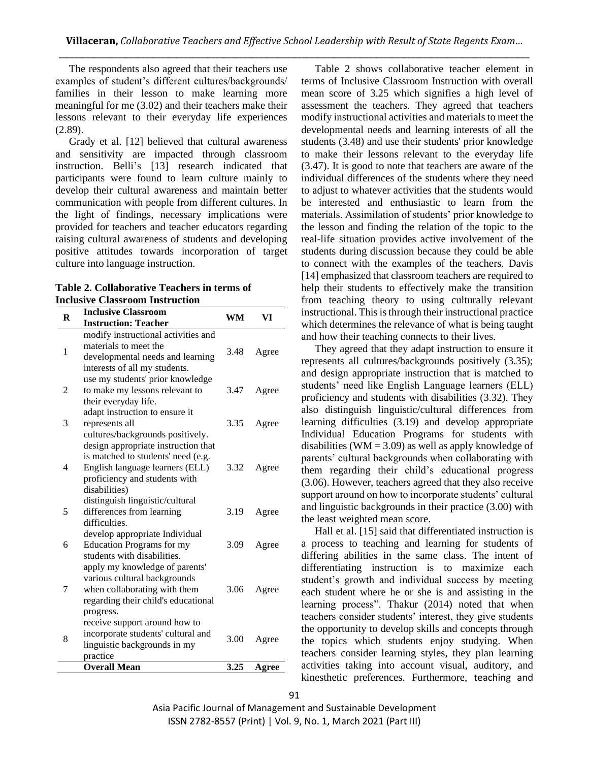The respondents also agreed that their teachers use examples of student's different cultures/backgrounds/ families in their lesson to make learning more meaningful for me (3.02) and their teachers make their lessons relevant to their everyday life experiences (2.89).

Grady et al. [12] believed that cultural awareness and sensitivity are impacted through classroom instruction. Belli's [13] research indicated that participants were found to learn culture mainly to develop their cultural awareness and maintain better communication with people from different cultures. In the light of findings, necessary implications were provided for teachers and teacher educators regarding raising cultural awareness of students and developing positive attitudes towards incorporation of target culture into language instruction.

**Table 2. Collaborative Teachers in terms of Inclusive Classroom Instruction**

| R | Inclusive Classroom Instruction: Teacher | WM | VI |
|---|---|---|---|
| 1 | modify instructional activities and materials to meet the developmental needs and learning interests of all my students. | 3.48 | Agree |
| 2 | use my students' prior knowledge to make my lessons relevant to their everyday life. | 3.47 | Agree |
| 3 | adapt instruction to ensure it represents all cultures/backgrounds positively. | 3.35 | Agree |
| 4 | design appropriate instruction that is matched to students' need (e.g. English language learners (ELL) proficiency and students with disabilities) | 3.32 | Agree |
| 5 | distinguish linguistic/cultural differences from learning difficulties. | 3.19 | Agree |
| 6 | develop appropriate Individual Education Programs for my students with disabilities. | 3.09 | Agree |
| 7 | apply my knowledge of parents' various cultural backgrounds when collaborating with them regarding their child's educational progress. | 3.06 | Agree |
| 8 | receive support around how to incorporate students' cultural and linguistic backgrounds in my practice | 3.00 | Agree |
| | **Overall Mean** | **3.25** | **Agree** |

Table 2 shows collaborative teacher element in terms of Inclusive Classroom Instruction with overall mean score of 3.25 which signifies a high level of assessment the teachers. They agreed that teachers modify instructional activities and materials to meet the developmental needs and learning interests of all the students (3.48) and use their students' prior knowledge to make their lessons relevant to the everyday life (3.47). It is good to note that teachers are aware of the individual differences of the students where they need to adjust to whatever activities that the students would be interested and enthusiastic to learn from the materials. Assimilation of students' prior knowledge to the lesson and finding the relation of the topic to the real-life situation provides active involvement of the students during discussion because they could be able to connect with the examples of the teachers. Davis [14] emphasized that classroom teachers are required to help their students to effectively make the transition from teaching theory to using culturally relevant instructional. This is through their instructional practice which determines the relevance of what is being taught and how their teaching connects to their lives.

They agreed that they adapt instruction to ensure it represents all cultures/backgrounds positively (3.35); and design appropriate instruction that is matched to students' need like English Language learners (ELL) proficiency and students with disabilities (3.32). They also distinguish linguistic/cultural differences from learning difficulties (3.19) and develop appropriate Individual Education Programs for students with disabilities (WM = 3.09) as well as apply knowledge of parents' cultural backgrounds when collaborating with them regarding their child's educational progress (3.06). However, teachers agreed that they also receive support around on how to incorporate students' cultural and linguistic backgrounds in their practice (3.00) with the least weighted mean score.

Hall et al. [15] said that differentiated instruction is a process to teaching and learning for students of differing abilities in the same class. The intent of differentiating instruction is to maximize each student's growth and individual success by meeting each student where he or she is and assisting in the learning process". Thakur (2014) noted that when teachers consider students' interest, they give students the opportunity to develop skills and concepts through the topics which students enjoy studying. When teachers consider learning styles, they plan learning activities taking into account visual, auditory, and kinesthetic preferences. Furthermore, teaching and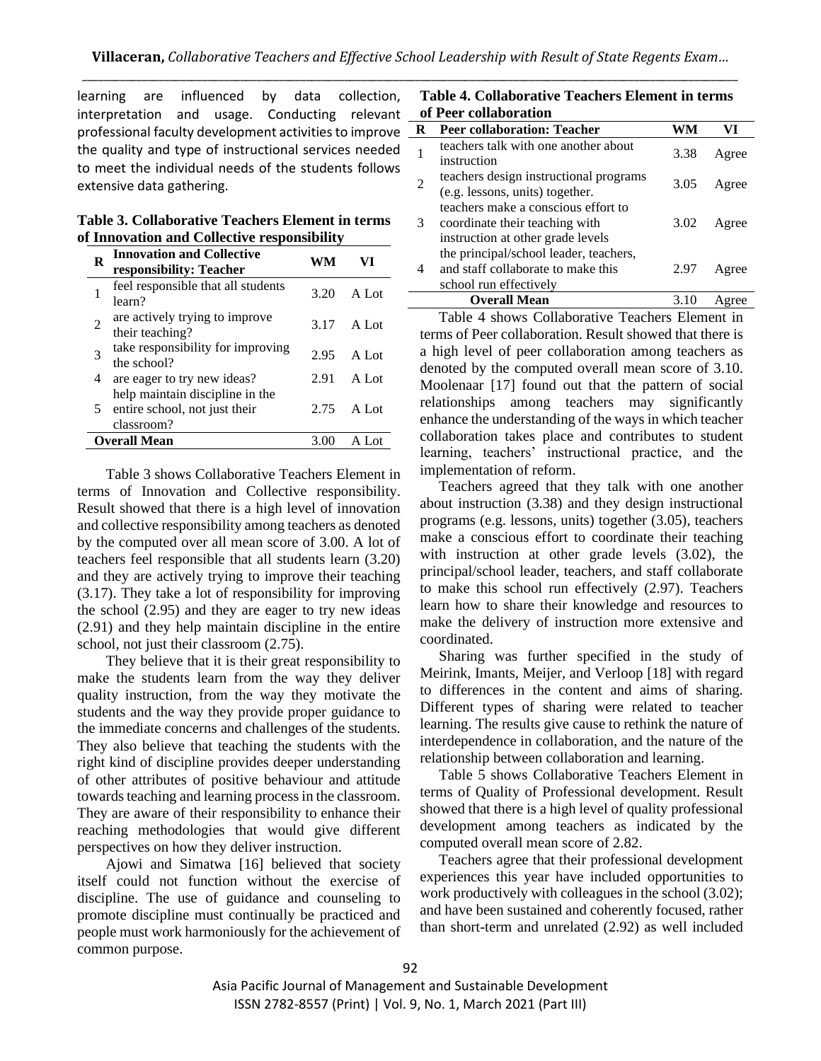learning are influenced by data collection, interpretation and usage. Conducting relevant professional faculty development activities to improve the quality and type of instructional services needed to meet the individual needs of the students follows extensive data gathering.

**Table 3. Collaborative Teachers Element in terms of Innovation and Collective responsibility**

| R | Innovation and Collective responsibility: Teacher | WM | VI |
|---|---|---|---|
| 1 | feel responsible that all students learn? | 3.20 | A Lot |
| 2 | are actively trying to improve their teaching? | 3.17 | A Lot |
| 3 | take responsibility for improving the school? | 2.95 | A Lot |
| 4 | are eager to try new ideas? | 2.91 | A Lot |
| 5 | help maintain discipline in the entire school, not just their classroom? | 2.75 | A Lot |
| **Overall Mean** | | 3.00 | A Lot |

Table 3 shows Collaborative Teachers Element in terms of Innovation and Collective responsibility. Result showed that there is a high level of innovation and collective responsibility among teachers as denoted by the computed over all mean score of 3.00. A lot of teachers feel responsible that all students learn (3.20) and they are actively trying to improve their teaching (3.17). They take a lot of responsibility for improving the school (2.95) and they are eager to try new ideas (2.91) and they help maintain discipline in the entire school, not just their classroom (2.75).

They believe that it is their great responsibility to make the students learn from the way they deliver quality instruction, from the way they motivate the students and the way they provide proper guidance to the immediate concerns and challenges of the students. They also believe that teaching the students with the right kind of discipline provides deeper understanding of other attributes of positive behaviour and attitude towards teaching and learning process in the classroom. They are aware of their responsibility to enhance their reaching methodologies that would give different perspectives on how they deliver instruction.

Ajowi and Simatwa [16] believed that society itself could not function without the exercise of discipline. The use of guidance and counseling to promote discipline must continually be practiced and people must work harmoniously for the achievement of common purpose.

**Table 4. Collaborative Teachers Element in terms of Peer collaboration**

| R | Peer collaboration: Teacher | WM | VI |
|---|---|---|---|
| 1 | teachers talk with one another about instruction | 3.38 | Agree |
| 2 | teachers design instructional programs (e.g. lessons, units) together. | 3.05 | Agree |
| 3 | teachers make a conscious effort to coordinate their teaching with instruction at other grade levels | 3.02 | Agree |
| 4 | the principal/school leader, teachers, and staff collaborate to make this school run effectively | 2.97 | Agree |
| **Overall Mean** | | 3.10 | Agree |

Table 4 shows Collaborative Teachers Element in terms of Peer collaboration. Result showed that there is a high level of peer collaboration among teachers as denoted by the computed overall mean score of 3.10. Moolenaar [17] found out that the pattern of social relationships among teachers may significantly enhance the understanding of the ways in which teacher collaboration takes place and contributes to student learning, teachers' instructional practice, and the implementation of reform.

Teachers agreed that they talk with one another about instruction (3.38) and they design instructional programs (e.g. lessons, units) together (3.05), teachers make a conscious effort to coordinate their teaching with instruction at other grade levels (3.02), the principal/school leader, teachers, and staff collaborate to make this school run effectively (2.97). Teachers learn how to share their knowledge and resources to make the delivery of instruction more extensive and coordinated.

Sharing was further specified in the study of Meirink, Imants, Meijer, and Verloop [18] with regard to differences in the content and aims of sharing. Different types of sharing were related to teacher learning. The results give cause to rethink the nature of interdependence in collaboration, and the nature of the relationship between collaboration and learning.

Table 5 shows Collaborative Teachers Element in terms of Quality of Professional development. Result showed that there is a high level of quality professional development among teachers as indicated by the computed overall mean score of 2.82.

Teachers agree that their professional development experiences this year have included opportunities to work productively with colleagues in the school (3.02); and have been sustained and coherently focused, rather than short-term and unrelated (2.92) as well included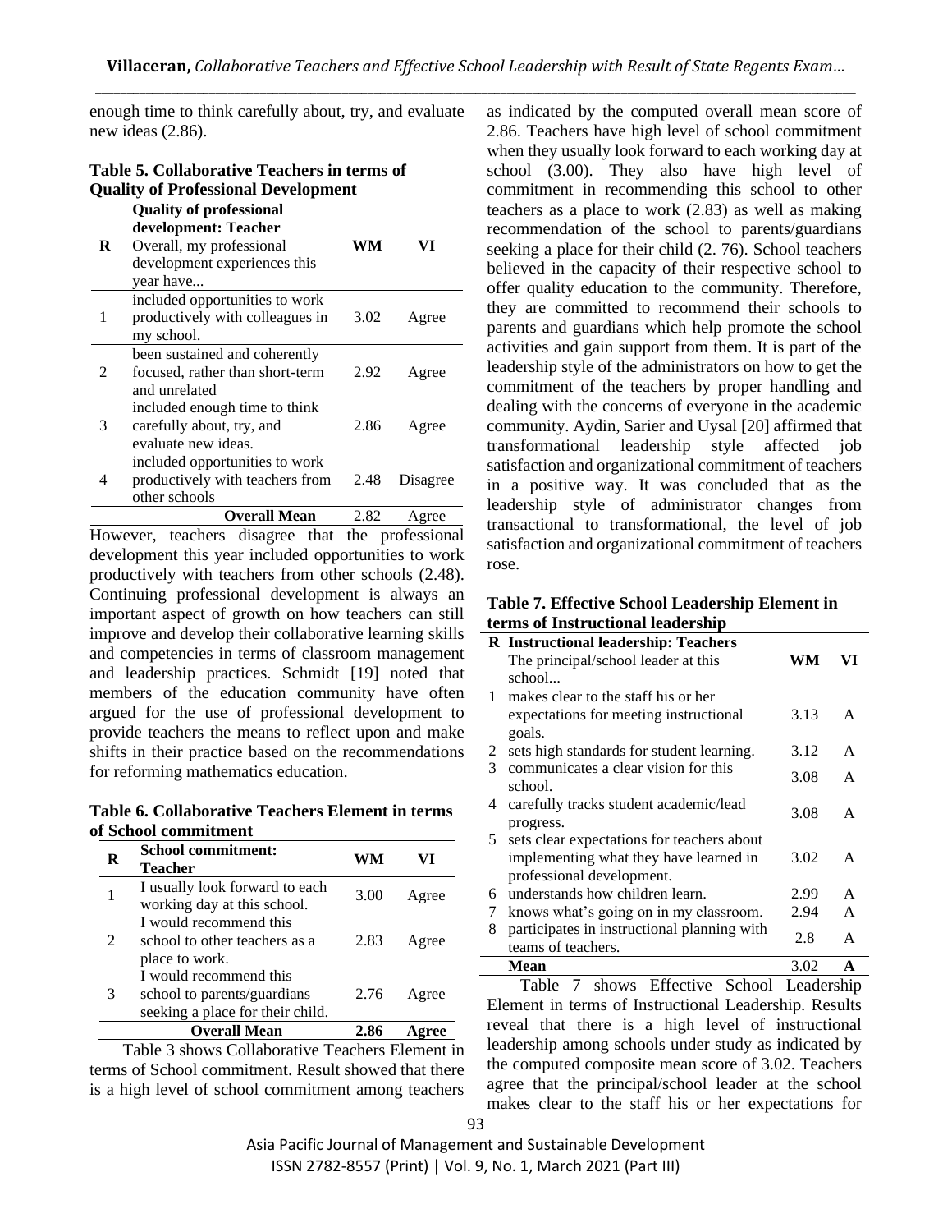enough time to think carefully about, try, and evaluate new ideas (2.86).

**Table 5. Collaborative Teachers in terms of Quality of Professional Development**

| R | Quality of professional development: Teacher<br>Overall, my professional development experiences this year have... | WM | VI |
|---|---|---|---|
| 1 | included opportunities to work productively with colleagues in my school. | 3.02 | Agree |
| 2 | been sustained and coherently focused, rather than short-term and unrelated | 2.92 | Agree |
| 3 | included enough time to think carefully about, try, and evaluate new ideas. | 2.86 | Agree |
| 4 | included opportunities to work productively with teachers from other schools | 2.48 | Disagree |
| | **Overall Mean** | 2.82 | Agree |

However, teachers disagree that the professional development this year included opportunities to work productively with teachers from other schools (2.48). Continuing professional development is always an important aspect of growth on how teachers can still improve and develop their collaborative learning skills and competencies in terms of classroom management and leadership practices. Schmidt [19] noted that members of the education community have often argued for the use of professional development to provide teachers the means to reflect upon and make shifts in their practice based on the recommendations for reforming mathematics education.

**Table 6. Collaborative Teachers Element in terms of School commitment**

| R | School commitment: Teacher | WM | VI |
|---|---|---|---|
| 1 | I usually look forward to each working day at this school. | 3.00 | Agree |
| 2 | I would recommend this school to other teachers as a place to work. | 2.83 | Agree |
| 3 | I would recommend this school to parents/guardians seeking a place for their child. | 2.76 | Agree |
| | **Overall Mean** | **2.86** | **Agree** |

Table 3 shows Collaborative Teachers Element in terms of School commitment. Result showed that there is a high level of school commitment among teachers as indicated by the computed overall mean score of 2.86. Teachers have high level of school commitment when they usually look forward to each working day at school (3.00). They also have high level of commitment in recommending this school to other teachers as a place to work (2.83) as well as making recommendation of the school to parents/guardians seeking a place for their child (2. 76). School teachers believed in the capacity of their respective school to offer quality education to the community. Therefore, they are committed to recommend their schools to parents and guardians which help promote the school activities and gain support from them. It is part of the leadership style of the administrators on how to get the commitment of the teachers by proper handling and dealing with the concerns of everyone in the academic community. Aydin, Sarier and Uysal [20] affirmed that transformational leadership style affected job satisfaction and organizational commitment of teachers in a positive way. It was concluded that as the leadership style of administrator changes from transactional to transformational, the level of job satisfaction and organizational commitment of teachers rose.

**Table 7. Effective School Leadership Element in terms of Instructional leadership**

| R | Instructional leadership: Teachers<br>The principal/school leader at this school... | WM | VI |
|---|---|---|---|
| 1 | makes clear to the staff his or her expectations for meeting instructional goals. | 3.13 | A |
| 2 | sets high standards for student learning. | 3.12 | A |
| 3 | communicates a clear vision for this school. | 3.08 | A |
| 4 | carefully tracks student academic/lead progress. | 3.08 | A |
| 5 | sets clear expectations for teachers about implementing what they have learned in professional development. | 3.02 | A |
| 6 | understands how children learn. | 2.99 | A |
| 7 | knows what's going on in my classroom. | 2.94 | A |
| 8 | participates in instructional planning with teams of teachers. | 2.8 | A |
| | **Mean** | 3.02 | **A** |

Table 7 shows Effective School Leadership Element in terms of Instructional Leadership. Results reveal that there is a high level of instructional leadership among schools under study as indicated by the computed composite mean score of 3.02. Teachers agree that the principal/school leader at the school makes clear to the staff his or her expectations for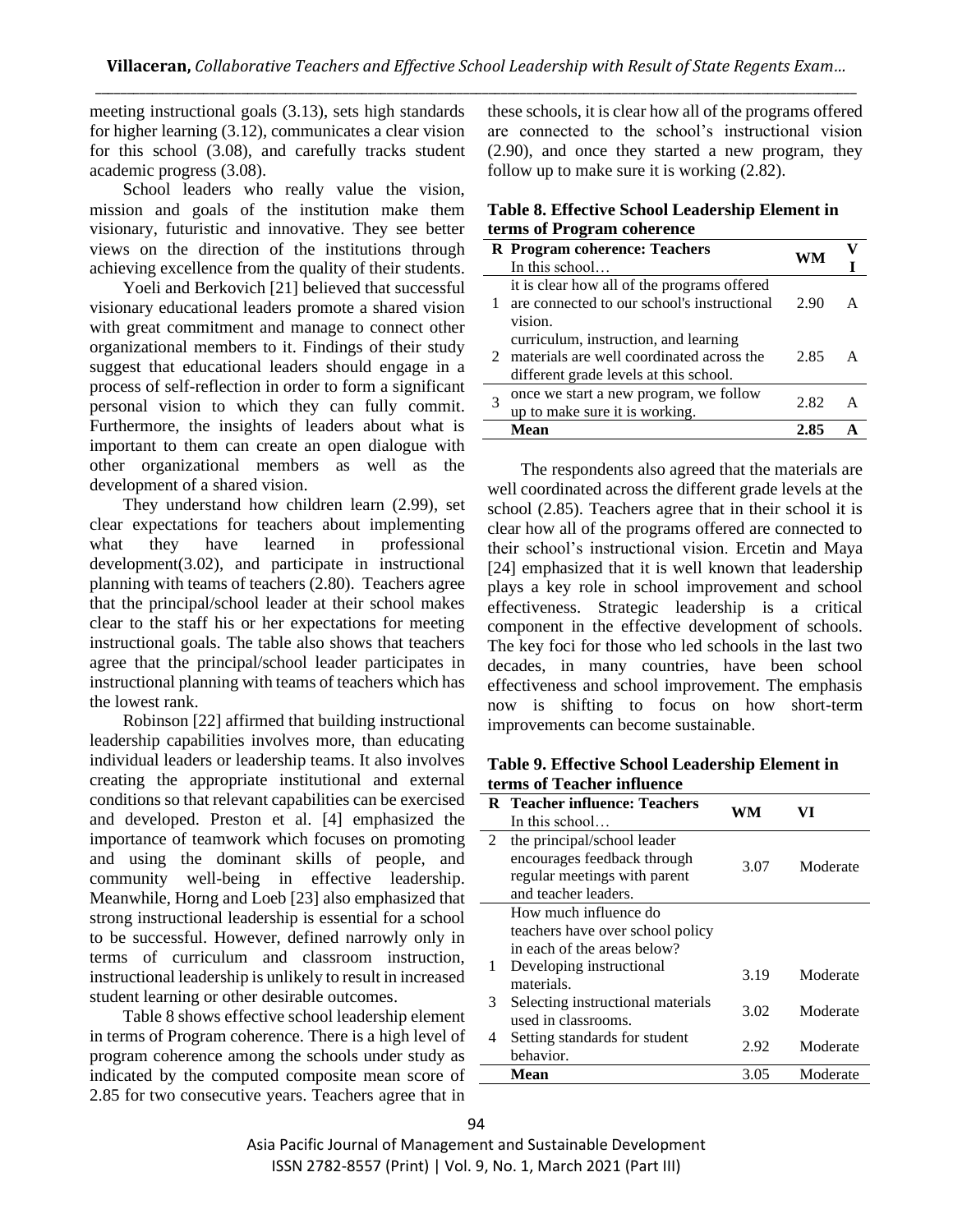meeting instructional goals (3.13), sets high standards for higher learning (3.12), communicates a clear vision for this school (3.08), and carefully tracks student academic progress (3.08).

School leaders who really value the vision, mission and goals of the institution make them visionary, futuristic and innovative. They see better views on the direction of the institutions through achieving excellence from the quality of their students.

Yoeli and Berkovich [21] believed that successful visionary educational leaders promote a shared vision with great commitment and manage to connect other organizational members to it. Findings of their study suggest that educational leaders should engage in a process of self-reflection in order to form a significant personal vision to which they can fully commit. Furthermore, the insights of leaders about what is important to them can create an open dialogue with other organizational members as well as the development of a shared vision.

They understand how children learn (2.99), set clear expectations for teachers about implementing what they have learned in professional development(3.02), and participate in instructional planning with teams of teachers (2.80). Teachers agree that the principal/school leader at their school makes clear to the staff his or her expectations for meeting instructional goals. The table also shows that teachers agree that the principal/school leader participates in instructional planning with teams of teachers which has the lowest rank.

Robinson [22] affirmed that building instructional leadership capabilities involves more, than educating individual leaders or leadership teams. It also involves creating the appropriate institutional and external conditions so that relevant capabilities can be exercised and developed. Preston et al. [4] emphasized the importance of teamwork which focuses on promoting and using the dominant skills of people, and community well-being in effective leadership. Meanwhile, Horng and Loeb [23] also emphasized that strong instructional leadership is essential for a school to be successful. However, defined narrowly only in terms of curriculum and classroom instruction, instructional leadership is unlikely to result in increased student learning or other desirable outcomes.

Table 8 shows effective school leadership element in terms of Program coherence. There is a high level of program coherence among the schools under study as indicated by the computed composite mean score of 2.85 for two consecutive years. Teachers agree that in these schools, it is clear how all of the programs offered are connected to the school's instructional vision (2.90), and once they started a new program, they follow up to make sure it is working (2.82).

**Table 8. Effective School Leadership Element in terms of Program coherence**

| R | Program coherence: Teachers<br>In this school… | WM | VI |
|---|---|---|---|
| 1 | it is clear how all of the programs offered are connected to our school's instructional vision. | 2.90 | A |
| 2 | curriculum, instruction, and learning materials are well coordinated across the different grade levels at this school. | 2.85 | A |
| 3 | once we start a new program, we follow up to make sure it is working. | 2.82 | A |
| | **Mean** | **2.85** | **A** |

The respondents also agreed that the materials are well coordinated across the different grade levels at the school (2.85). Teachers agree that in their school it is clear how all of the programs offered are connected to their school's instructional vision. Ercetin and Maya [24] emphasized that it is well known that leadership plays a key role in school improvement and school effectiveness. Strategic leadership is a critical component in the effective development of schools. The key foci for those who led schools in the last two decades, in many countries, have been school effectiveness and school improvement. The emphasis now is shifting to focus on how short-term improvements can become sustainable.

**Table 9. Effective School Leadership Element in terms of Teacher influence**

| R | Teacher influence: Teachers<br>In this school… | WM | VI |
|---|---|---|---|
| 2 | the principal/school leader encourages feedback through regular meetings with parent and teacher leaders. | 3.07 | Moderate |
| | How much influence do teachers have over school policy in each of the areas below? | | |
| 1 | Developing instructional materials. | 3.19 | Moderate |
| 3 | Selecting instructional materials used in classrooms. | 3.02 | Moderate |
| 4 | Setting standards for student behavior. | 2.92 | Moderate |
| | **Mean** | 3.05 | Moderate |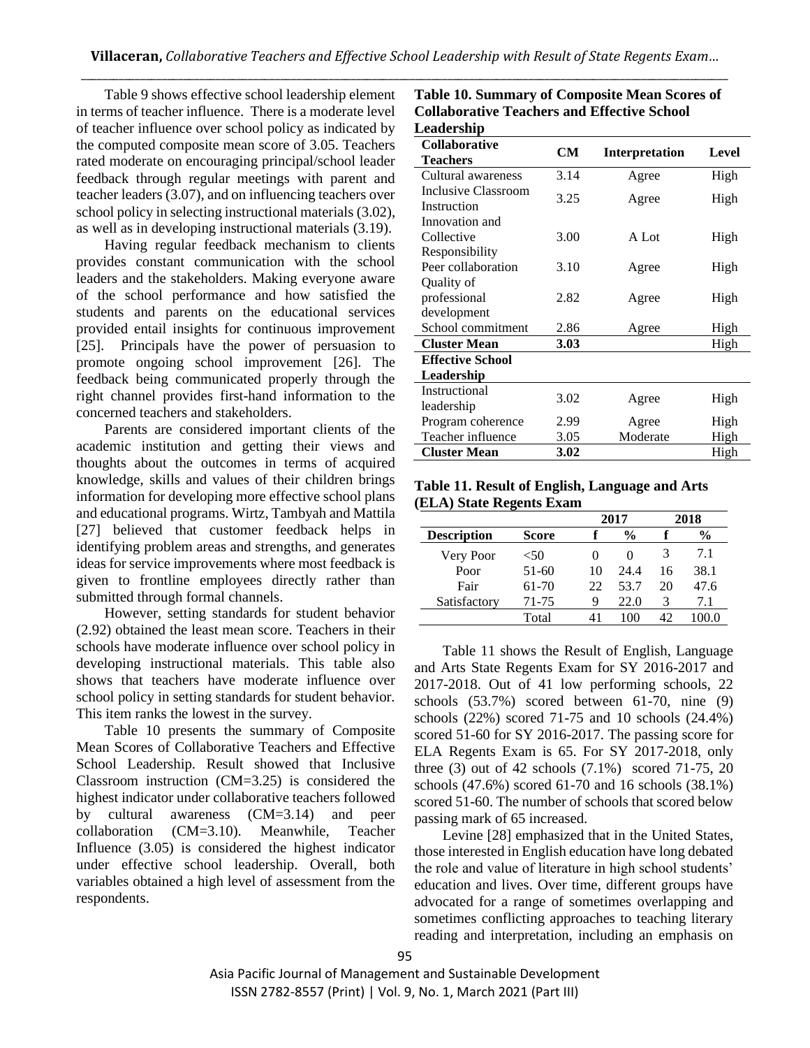Table 9 shows effective school leadership element in terms of teacher influence. There is a moderate level of teacher influence over school policy as indicated by the computed composite mean score of 3.05. Teachers rated moderate on encouraging principal/school leader feedback through regular meetings with parent and teacher leaders (3.07), and on influencing teachers over school policy in selecting instructional materials (3.02), as well as in developing instructional materials (3.19).

Having regular feedback mechanism to clients provides constant communication with the school leaders and the stakeholders. Making everyone aware of the school performance and how satisfied the students and parents on the educational services provided entail insights for continuous improvement [25]. Principals have the power of persuasion to promote ongoing school improvement [26]. The feedback being communicated properly through the right channel provides first-hand information to the concerned teachers and stakeholders.

Parents are considered important clients of the academic institution and getting their views and thoughts about the outcomes in terms of acquired knowledge, skills and values of their children brings information for developing more effective school plans and educational programs. Wirtz, Tambyah and Mattila [27] believed that customer feedback helps in identifying problem areas and strengths, and generates ideas for service improvements where most feedback is given to frontline employees directly rather than submitted through formal channels.

However, setting standards for student behavior (2.92) obtained the least mean score. Teachers in their schools have moderate influence over school policy in developing instructional materials. This table also shows that teachers have moderate influence over school policy in setting standards for student behavior. This item ranks the lowest in the survey.

Table 10 presents the summary of Composite Mean Scores of Collaborative Teachers and Effective School Leadership. Result showed that Inclusive Classroom instruction (CM=3.25) is considered the highest indicator under collaborative teachers followed by cultural awareness (CM=3.14) and peer collaboration (CM=3.10). Meanwhile, Teacher Influence (3.05) is considered the highest indicator under effective school leadership. Overall, both variables obtained a high level of assessment from the respondents.

**Table 10. Summary of Composite Mean Scores of Collaborative Teachers and Effective School Leadership**

| Collaborative Teachers | CM | Interpretation | Level |
|---|---|---|---|
| Cultural awareness | 3.14 | Agree | High |
| Inclusive Classroom Instruction | 3.25 | Agree | High |
| Innovation and Collective Responsibility | 3.00 | A Lot | High |
| Peer collaboration | 3.10 | Agree | High |
| Quality of professional development | 2.82 | Agree | High |
| School commitment | 2.86 | Agree | High |
| **Cluster Mean** | **3.03** | | High |
| **Effective School Leadership** | | | |
| Instructional leadership | 3.02 | Agree | High |
| Program coherence | 2.99 | Agree | High |
| Teacher influence | 3.05 | Moderate | High |
| **Cluster Mean** | **3.02** | | High |

**Table 11. Result of English, Language and Arts (ELA) State Regents Exam**

| | | 2017 | | 2018 | |
|---|---|---|---|---|---|
| **Description** | **Score** | **f** | **%** | **f** | **%** |
| Very Poor | <50 | 0 | 0 | 3 | 7.1 |
| Poor | 51-60 | 10 | 24.4 | 16 | 38.1 |
| Fair | 61-70 | 22 | 53.7 | 20 | 47.6 |
| Satisfactory | 71-75 | 9 | 22.0 | 3 | 7.1 |
| | Total | 41 | 100 | 42 | 100.0 |

Table 11 shows the Result of English, Language and Arts State Regents Exam for SY 2016-2017 and 2017-2018. Out of 41 low performing schools, 22 schools (53.7%) scored between 61-70, nine (9) schools (22%) scored 71-75 and 10 schools (24.4%) scored 51-60 for SY 2016-2017. The passing score for ELA Regents Exam is 65. For SY 2017-2018, only three (3) out of 42 schools (7.1%) scored 71-75, 20 schools (47.6%) scored 61-70 and 16 schools (38.1%) scored 51-60. The number of schools that scored below passing mark of 65 increased.

Levine [28] emphasized that in the United States, those interested in English education have long debated the role and value of literature in high school students' education and lives. Over time, different groups have advocated for a range of sometimes overlapping and sometimes conflicting approaches to teaching literary reading and interpretation, including an emphasis on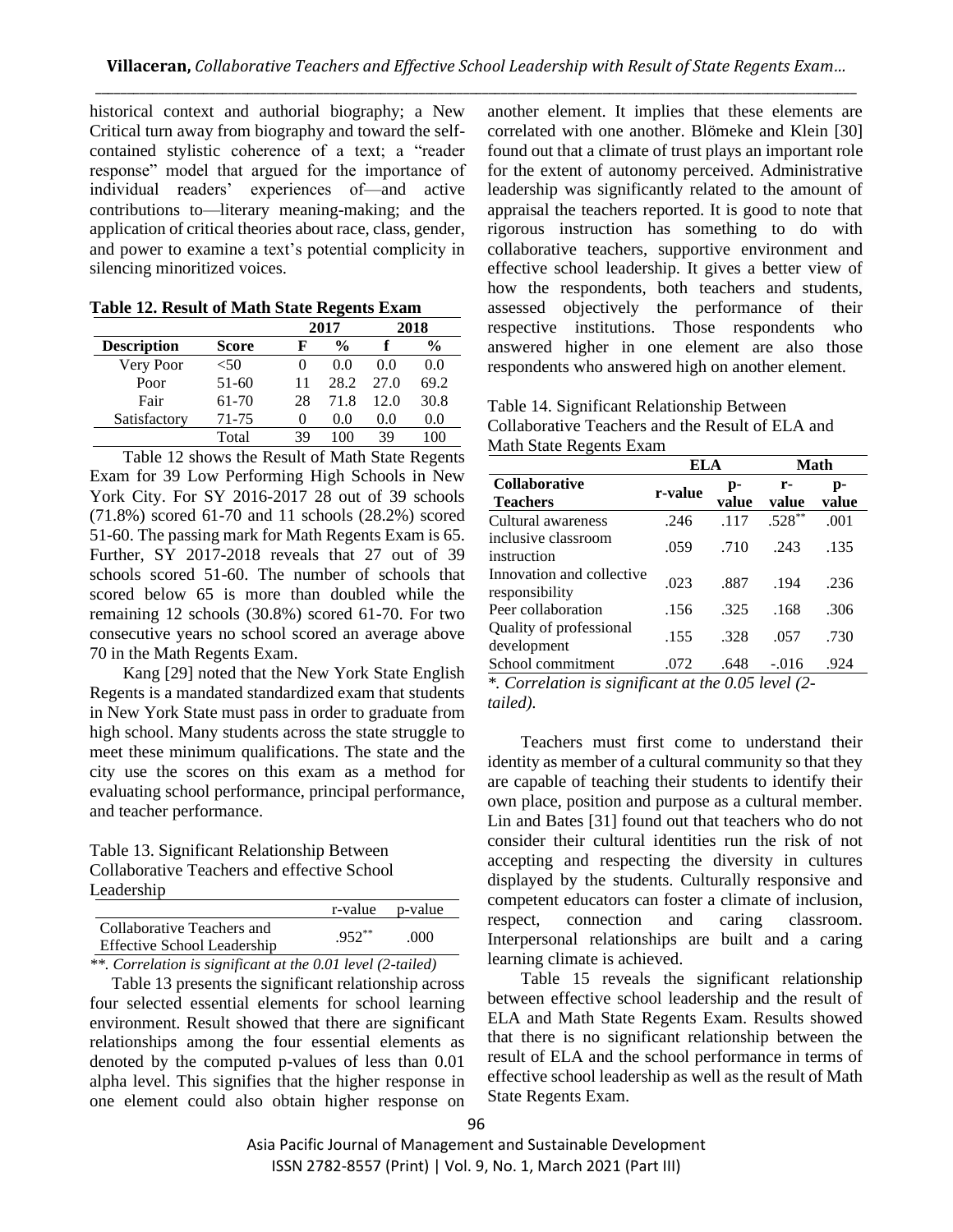historical context and authorial biography; a New Critical turn away from biography and toward the self-contained stylistic coherence of a text; a "reader response" model that argued for the importance of individual readers' experiences of—and active contributions to—literary meaning-making; and the application of critical theories about race, class, gender, and power to examine a text's potential complicity in silencing minoritized voices.

**Table 12. Result of Math State Regents Exam**

| | | 2017 | | 2018 | |
|---|---|---|---|---|---|
| **Description** | **Score** | **F** | **%** | **f** | **%** |
| Very Poor | <50 | 0 | 0.0 | 0.0 | 0.0 |
| Poor | 51-60 | 11 | 28.2 | 27.0 | 69.2 |
| Fair | 61-70 | 28 | 71.8 | 12.0 | 30.8 |
| Satisfactory | 71-75 | 0 | 0.0 | 0.0 | 0.0 |
| | Total | 39 | 100 | 39 | 100 |

Table 12 shows the Result of Math State Regents Exam for 39 Low Performing High Schools in New York City. For SY 2016-2017 28 out of 39 schools (71.8%) scored 61-70 and 11 schools (28.2%) scored 51-60. The passing mark for Math Regents Exam is 65. Further, SY 2017-2018 reveals that 27 out of 39 schools scored 51-60. The number of schools that scored below 65 is more than doubled while the remaining 12 schools (30.8%) scored 61-70. For two consecutive years no school scored an average above 70 in the Math Regents Exam.

Kang [29] noted that the New York State English Regents is a mandated standardized exam that students in New York State must pass in order to graduate from high school. Many students across the state struggle to meet these minimum qualifications. The state and the city use the scores on this exam as a method for evaluating school performance, principal performance, and teacher performance.

Table 13. Significant Relationship Between Collaborative Teachers and effective School Leadership

| | r-value | p-value |
|---|---|---|
| Collaborative Teachers and Effective School Leadership | .952** | .000 |

*\*\*. Correlation is significant at the 0.01 level (2-tailed)*

Table 13 presents the significant relationship across four selected essential elements for school learning environment. Result showed that there are significant relationships among the four essential elements as denoted by the computed p-values of less than 0.01 alpha level. This signifies that the higher response in one element could also obtain higher response on another element. It implies that these elements are correlated with one another. Blömeke and Klein [30] found out that a climate of trust plays an important role for the extent of autonomy perceived. Administrative leadership was significantly related to the amount of appraisal the teachers reported. It is good to note that rigorous instruction has something to do with collaborative teachers, supportive environment and effective school leadership. It gives a better view of how the respondents, both teachers and students, assessed objectively the performance of their respective institutions. Those respondents who answered higher in one element are also those respondents who answered high on another element.

Table 14. Significant Relationship Between Collaborative Teachers and the Result of ELA and Math State Regents Exam

| | ELA | | Math | |
|---|---|---|---|---|
| **Collaborative Teachers** | **r-value** | **p-value** | **r-value** | **p-value** |
| Cultural awareness | .246 | .117 | .528** | .001 |
| inclusive classroom instruction | .059 | .710 | .243 | .135 |
| Innovation and collective responsibility | .023 | .887 | .194 | .236 |
| Peer collaboration | .156 | .325 | .168 | .306 |
| Quality of professional development | .155 | .328 | .057 | .730 |
| School commitment | .072 | .648 | -.016 | .924 |

*\*. Correlation is significant at the 0.05 level (2-tailed).*

Teachers must first come to understand their identity as member of a cultural community so that they are capable of teaching their students to identify their own place, position and purpose as a cultural member. Lin and Bates [31] found out that teachers who do not consider their cultural identities run the risk of not accepting and respecting the diversity in cultures displayed by the students. Culturally responsive and competent educators can foster a climate of inclusion, respect, connection and caring classroom. Interpersonal relationships are built and a caring learning climate is achieved.

Table 15 reveals the significant relationship between effective school leadership and the result of ELA and Math State Regents Exam. Results showed that there is no significant relationship between the result of ELA and the school performance in terms of effective school leadership as well as the result of Math State Regents Exam.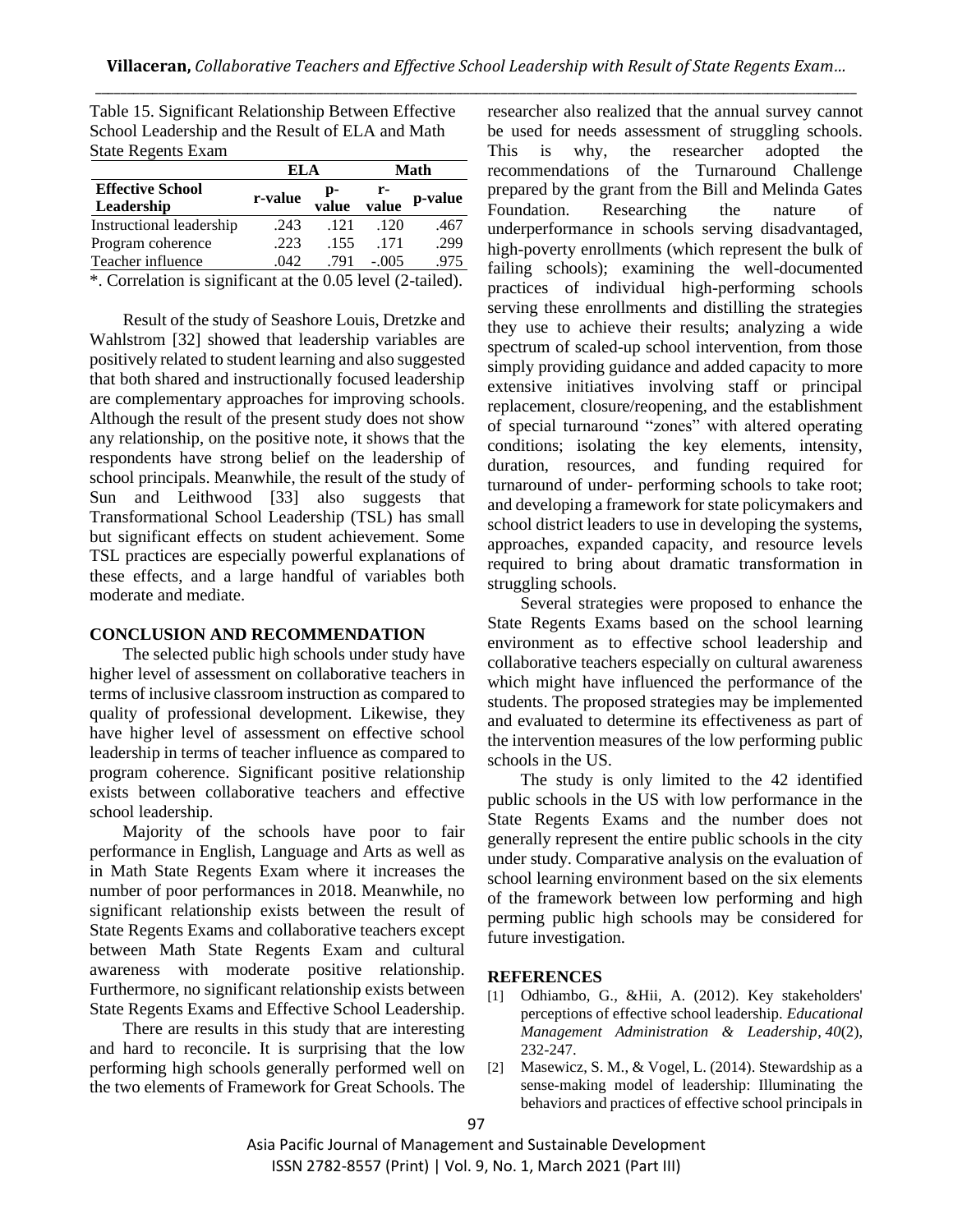Table 15. Significant Relationship Between Effective School Leadership and the Result of ELA and Math State Regents Exam

| Effective School Leadership | ELA | | Math | |
|---|---|---|---|---|
| | r-value | p-value | r-value | p-value |
| Instructional leadership | .243 | .121 | .120 | .467 |
| Program coherence | .223 | .155 | .171 | .299 |
| Teacher influence | .042 | .791 | -.005 | .975 |

*. Correlation is significant at the 0.05 level (2-tailed).

Result of the study of Seashore Louis, Dretzke and Wahlstrom [32] showed that leadership variables are positively related to student learning and also suggested that both shared and instructionally focused leadership are complementary approaches for improving schools. Although the result of the present study does not show any relationship, on the positive note, it shows that the respondents have strong belief on the leadership of school principals. Meanwhile, the result of the study of Sun and Leithwood [33] also suggests that Transformational School Leadership (TSL) has small but significant effects on student achievement. Some TSL practices are especially powerful explanations of these effects, and a large handful of variables both moderate and mediate.

## CONCLUSION AND RECOMMENDATION

The selected public high schools under study have higher level of assessment on collaborative teachers in terms of inclusive classroom instruction as compared to quality of professional development. Likewise, they have higher level of assessment on effective school leadership in terms of teacher influence as compared to program coherence. Significant positive relationship exists between collaborative teachers and effective school leadership.

Majority of the schools have poor to fair performance in English, Language and Arts as well as in Math State Regents Exam where it increases the number of poor performances in 2018. Meanwhile, no significant relationship exists between the result of State Regents Exams and collaborative teachers except between Math State Regents Exam and cultural awareness with moderate positive relationship. Furthermore, no significant relationship exists between State Regents Exams and Effective School Leadership.

There are results in this study that are interesting and hard to reconcile. It is surprising that the low performing high schools generally performed well on the two elements of Framework for Great Schools. The researcher also realized that the annual survey cannot be used for needs assessment of struggling schools. This is why, the researcher adopted the recommendations of the Turnaround Challenge prepared by the grant from the Bill and Melinda Gates Foundation. Researching the nature of underperformance in schools serving disadvantaged, high-poverty enrollments (which represent the bulk of failing schools); examining the well-documented practices of individual high-performing schools serving these enrollments and distilling the strategies they use to achieve their results; analyzing a wide spectrum of scaled-up school intervention, from those simply providing guidance and added capacity to more extensive initiatives involving staff or principal replacement, closure/reopening, and the establishment of special turnaround "zones" with altered operating conditions; isolating the key elements, intensity, duration, resources, and funding required for turnaround of under- performing schools to take root; and developing a framework for state policymakers and school district leaders to use in developing the systems, approaches, expanded capacity, and resource levels required to bring about dramatic transformation in struggling schools.

Several strategies were proposed to enhance the State Regents Exams based on the school learning environment as to effective school leadership and collaborative teachers especially on cultural awareness which might have influenced the performance of the students. The proposed strategies may be implemented and evaluated to determine its effectiveness as part of the intervention measures of the low performing public schools in the US.

The study is only limited to the 42 identified public schools in the US with low performance in the State Regents Exams and the number does not generally represent the entire public schools in the city under study. Comparative analysis on the evaluation of school learning environment based on the six elements of the framework between low performing and high perming public high schools may be considered for future investigation.

## REFERENCES

[1] Odhiambo, G., &Hii, A. (2012). Key stakeholders' perceptions of effective school leadership. *Educational Management Administration & Leadership*, *40*(2), 232-247.

[2] Masewicz, S. M., & Vogel, L. (2014). Stewardship as a sense-making model of leadership: Illuminating the behaviors and practices of effective school principals in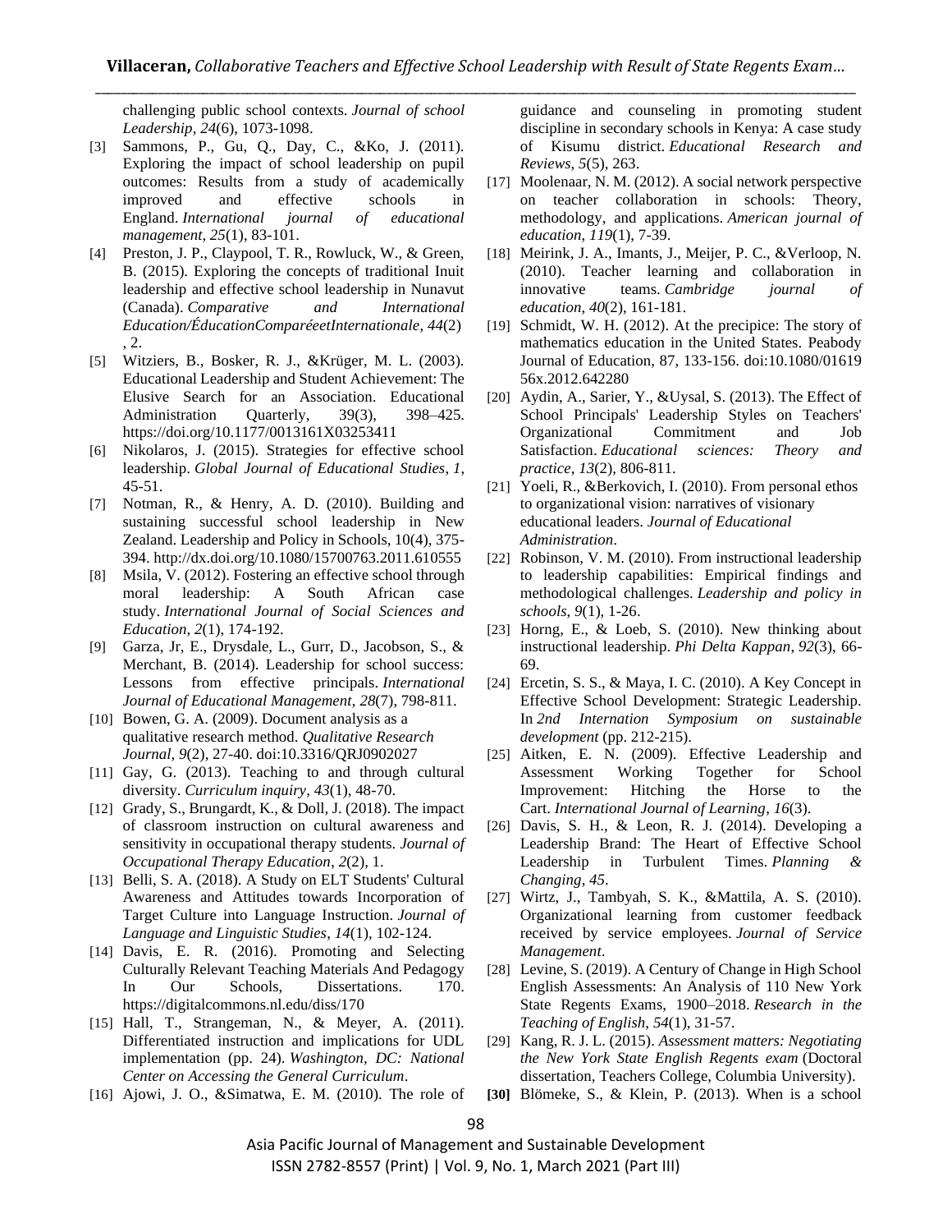challenging public school contexts. *Journal of school Leadership*, *24*(6), 1073-1098.

[3] Sammons, P., Gu, Q., Day, C., &Ko, J. (2011). Exploring the impact of school leadership on pupil outcomes: Results from a study of academically improved and effective schools in England. *International journal of educational management*, *25*(1), 83-101.

[4] Preston, J. P., Claypool, T. R., Rowluck, W., & Green, B. (2015). Exploring the concepts of traditional Inuit leadership and effective school leadership in Nunavut (Canada). *Comparative and International Education/ÉducationComparéeetInternationale*, *44*(2), 2.

[5] Witziers, B., Bosker, R. J., &Krüger, M. L. (2003). Educational Leadership and Student Achievement: The Elusive Search for an Association. Educational Administration Quarterly, 39(3), 398–425. https://doi.org/10.1177/0013161X03253411

[6] Nikolaros, J. (2015). Strategies for effective school leadership. *Global Journal of Educational Studies*, *1*, 45-51.

[7] Notman, R., & Henry, A. D. (2010). Building and sustaining successful school leadership in New Zealand. Leadership and Policy in Schools, 10(4), 375-394. http://dx.doi.org/10.1080/15700763.2011.610555

[8] Msila, V. (2012). Fostering an effective school through moral leadership: A South African case study. *International Journal of Social Sciences and Education*, *2*(1), 174-192.

[9] Garza, Jr, E., Drysdale, L., Gurr, D., Jacobson, S., & Merchant, B. (2014). Leadership for school success: Lessons from effective principals. *International Journal of Educational Management*, *28*(7), 798-811.

[10] Bowen, G. A. (2009). Document analysis as a qualitative research method. *Qualitative Research Journal*, *9*(2), 27-40. doi:10.3316/QRJ0902027

[11] Gay, G. (2013). Teaching to and through cultural diversity. *Curriculum inquiry*, *43*(1), 48-70.

[12] Grady, S., Brungardt, K., & Doll, J. (2018). The impact of classroom instruction on cultural awareness and sensitivity in occupational therapy students. *Journal of Occupational Therapy Education*, *2*(2), 1.

[13] Belli, S. A. (2018). A Study on ELT Students' Cultural Awareness and Attitudes towards Incorporation of Target Culture into Language Instruction. *Journal of Language and Linguistic Studies*, *14*(1), 102-124.

[14] Davis, E. R. (2016). Promoting and Selecting Culturally Relevant Teaching Materials And Pedagogy In Our Schools, Dissertations. 170. https://digitalcommons.nl.edu/diss/170

[15] Hall, T., Strangeman, N., & Meyer, A. (2011). Differentiated instruction and implications for UDL implementation (pp. 24). *Washington, DC: National Center on Accessing the General Curriculum*.

[16] Ajowi, J. O., &Simatwa, E. M. (2010). The role of guidance and counseling in promoting student discipline in secondary schools in Kenya: A case study of Kisumu district. *Educational Research and Reviews*, *5*(5), 263.

[17] Moolenaar, N. M. (2012). A social network perspective on teacher collaboration in schools: Theory, methodology, and applications. *American journal of education*, *119*(1), 7-39.

[18] Meirink, J. A., Imants, J., Meijer, P. C., &Verloop, N. (2010). Teacher learning and collaboration in innovative teams. *Cambridge journal of education*, *40*(2), 161-181.

[19] Schmidt, W. H. (2012). At the precipice: The story of mathematics education in the United States. Peabody Journal of Education, 87, 133-156. doi:10.1080/0161956x.2012.642280

[20] Aydin, A., Sarier, Y., &Uysal, S. (2013). The Effect of School Principals' Leadership Styles on Teachers' Organizational Commitment and Job Satisfaction. *Educational sciences: Theory and practice*, *13*(2), 806-811.

[21] Yoeli, R., &Berkovich, I. (2010). From personal ethos to organizational vision: narratives of visionary educational leaders. *Journal of Educational Administration*.

[22] Robinson, V. M. (2010). From instructional leadership to leadership capabilities: Empirical findings and methodological challenges. *Leadership and policy in schools*, *9*(1), 1-26.

[23] Horng, E., & Loeb, S. (2010). New thinking about instructional leadership. *Phi Delta Kappan*, *92*(3), 66-69.

[24] Ercetin, S. S., & Maya, I. C. (2010). A Key Concept in Effective School Development: Strategic Leadership. In *2nd Internation Symposium on sustainable development* (pp. 212-215).

[25] Aitken, E. N. (2009). Effective Leadership and Assessment Working Together for School Improvement: Hitching the Horse to the Cart. *International Journal of Learning*, *16*(3).

[26] Davis, S. H., & Leon, R. J. (2014). Developing a Leadership Brand: The Heart of Effective School Leadership in Turbulent Times. *Planning & Changing*, *45*.

[27] Wirtz, J., Tambyah, S. K., &Mattila, A. S. (2010). Organizational learning from customer feedback received by service employees. *Journal of Service Management*.

[28] Levine, S. (2019). A Century of Change in High School English Assessments: An Analysis of 110 New York State Regents Exams, 1900–2018. *Research in the Teaching of English*, *54*(1), 31-57.

[29] Kang, R. J. L. (2015). *Assessment matters: Negotiating the New York State English Regents exam* (Doctoral dissertation, Teachers College, Columbia University).

**[30]** Blömeke, S., & Klein, P. (2013). When is a school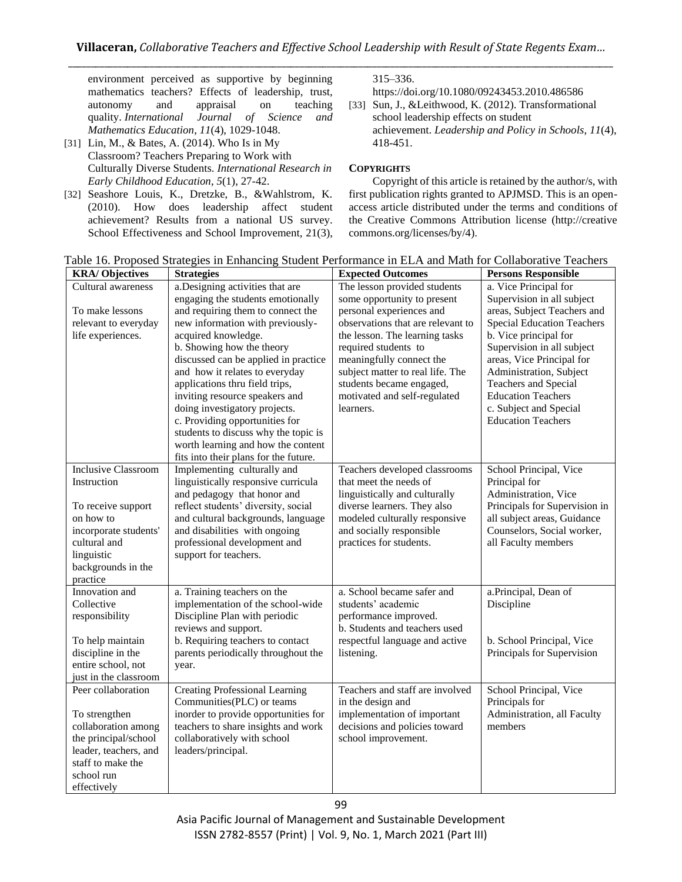environment perceived as supportive by beginning mathematics teachers? Effects of leadership, trust, autonomy and appraisal on teaching quality. *International Journal of Science and Mathematics Education*, *11*(4), 1029-1048.

[31] Lin, M., & Bates, A. (2014). Who Is in My Classroom? Teachers Preparing to Work with Culturally Diverse Students. *International Research in Early Childhood Education*, *5*(1), 27-42.

[32] Seashore Louis, K., Dretzke, B., &Wahlstrom, K. (2010). How does leadership affect student achievement? Results from a national US survey. School Effectiveness and School Improvement, 21(3), 315–336. https://doi.org/10.1080/09243453.2010.486586

[33] Sun, J., &Leithwood, K. (2012). Transformational school leadership effects on student achievement. *Leadership and Policy in Schools*, *11*(4), 418-451.

### COPYRIGHTS

Copyright of this article is retained by the author/s, with first publication rights granted to APJMSD. This is an open-access article distributed under the terms and conditions of the Creative Commons Attribution license (http://creative commons.org/licenses/by/4).

Table 16. Proposed Strategies in Enhancing Student Performance in ELA and Math for Collaborative Teachers

| KRA/ Objectives | Strategies | Expected Outcomes | Persons Responsible |
|---|---|---|---|
| Cultural awareness<br><br>To make lessons relevant to everyday life experiences. | a.Designing activities that are engaging the students emotionally and requiring them to connect the new information with previously-acquired knowledge.<br>b. Showing how the theory discussed can be applied in practice and how it relates to everyday applications thru field trips, inviting resource speakers and doing investigatory projects.<br>c. Providing opportunities for students to discuss why the topic is worth learning and how the content fits into their plans for the future. | The lesson provided students some opportunity to present personal experiences and observations that are relevant to the lesson. The learning tasks required students to meaningfully connect the subject matter to real life. The students became engaged, motivated and self-regulated learners. | a. Vice Principal for Supervision in all subject areas, Subject Teachers and Special Education Teachers<br>b. Vice principal for Supervision in all subject areas, Vice Principal for Administration, Subject Teachers and Special Education Teachers<br>c. Subject and Special Education Teachers |
| Inclusive Classroom Instruction<br><br>To receive support on how to incorporate students' cultural and linguistic backgrounds in the practice | Implementing culturally and linguistically responsive curricula and pedagogy that honor and reflect students' diversity, social and cultural backgrounds, language and disabilities with ongoing professional development and support for teachers. | Teachers developed classrooms that meet the needs of linguistically and culturally diverse learners. They also modeled culturally responsive and socially responsible practices for students. | School Principal, Vice Principal for Administration, Vice Principals for Supervision in all subject areas, Guidance Counselors, Social worker, all Faculty members |
| Innovation and Collective responsibility<br><br>To help maintain discipline in the entire school, not just in the classroom | a. Training teachers on the implementation of the school-wide Discipline Plan with periodic reviews and support.<br>b. Requiring teachers to contact parents periodically throughout the year. | a. School became safer and students' academic performance improved.<br>b. Students and teachers used respectful language and active listening. | a.Principal, Dean of Discipline<br><br>b. School Principal, Vice Principals for Supervision |
| Peer collaboration<br><br>To strengthen collaboration among the principal/school leader, teachers, and staff to make the school run effectively | Creating Professional Learning Communities(PLC) or teams inorder to provide opportunities for teachers to share insights and work collaboratively with school leaders/principal. | Teachers and staff are involved in the design and implementation of important decisions and policies toward school improvement. | School Principal, Vice Principals for Administration, all Faculty members |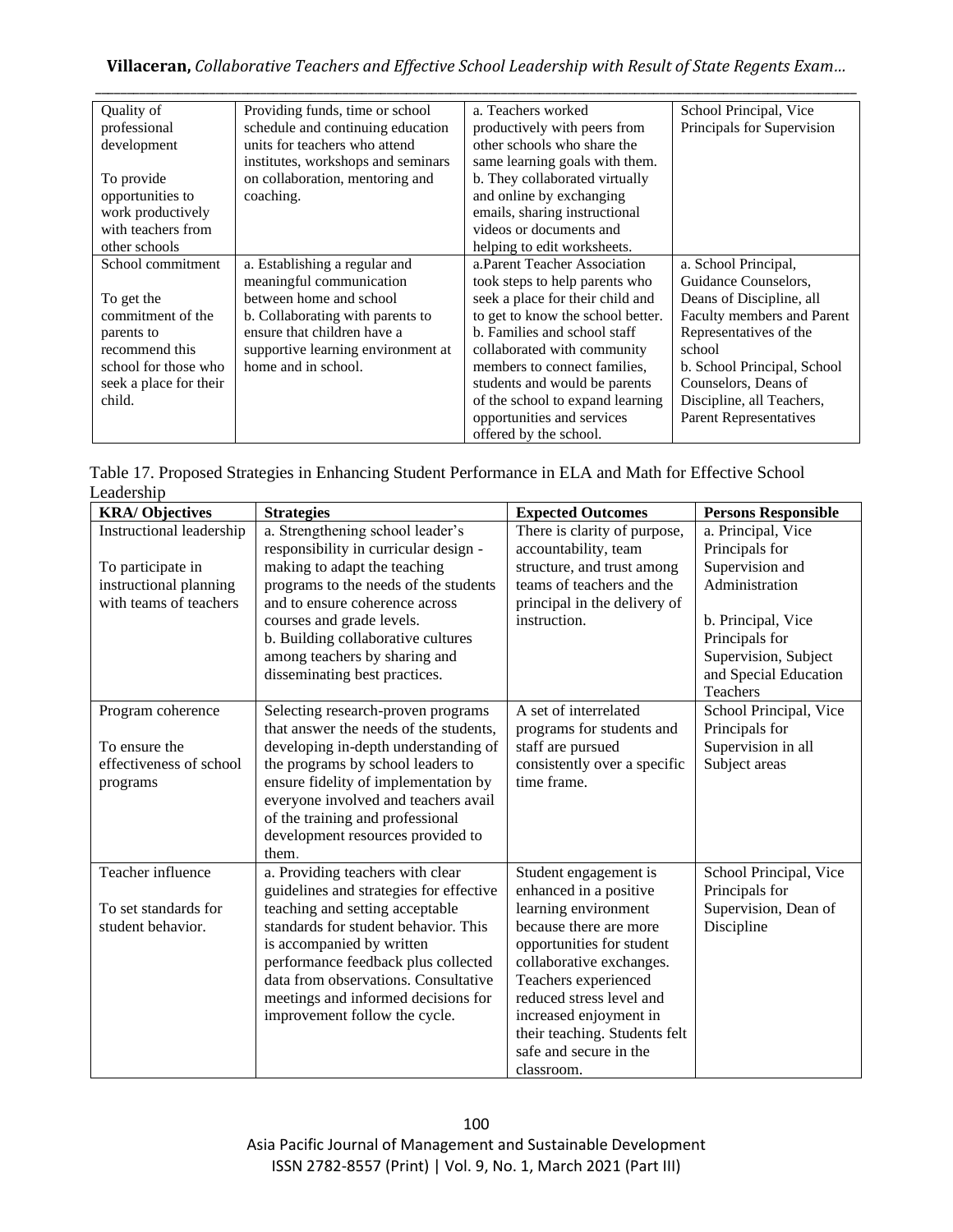| | | | |
|---|---|---|---|
| Quality of professional development<br><br>To provide opportunities to work productively with teachers from other schools | Providing funds, time or school schedule and continuing education units for teachers who attend institutes, workshops and seminars on collaboration, mentoring and coaching. | a. Teachers worked productively with peers from other schools who share the same learning goals with them.<br>b. They collaborated virtually and online by exchanging emails, sharing instructional videos or documents and helping to edit worksheets. | School Principal, Vice Principals for Supervision |
| School commitment<br><br>To get the commitment of the parents to recommend this school for those who seek a place for their child. | a. Establishing a regular and meaningful communication between home and school<br>b. Collaborating with parents to ensure that children have a supportive learning environment at home and in school. | a.Parent Teacher Association took steps to help parents who seek a place for their child and to get to know the school better.<br>b. Families and school staff collaborated with community members to connect families, students and would be parents of the school to expand learning opportunities and services offered by the school. | a. School Principal, Guidance Counselors, Deans of Discipline, all Faculty members and Parent Representatives of the school<br>b. School Principal, School Counselors, Deans of Discipline, all Teachers, Parent Representatives |

Table 17. Proposed Strategies in Enhancing Student Performance in ELA and Math for Effective School Leadership

| KRA/ Objectives | Strategies | Expected Outcomes | Persons Responsible |
|---|---|---|---|
| Instructional leadership<br><br>To participate in instructional planning with teams of teachers | a. Strengthening school leader's responsibility in curricular design - making to adapt the teaching programs to the needs of the students and to ensure coherence across courses and grade levels.<br>b. Building collaborative cultures among teachers by sharing and disseminating best practices. | There is clarity of purpose, accountability, team structure, and trust among teams of teachers and the principal in the delivery of instruction. | a. Principal, Vice Principals for Supervision and Administration<br><br>b. Principal, Vice Principals for Supervision, Subject and Special Education Teachers |
| Program coherence<br><br>To ensure the effectiveness of school programs | Selecting research-proven programs that answer the needs of the students, developing in-depth understanding of the programs by school leaders to ensure fidelity of implementation by everyone involved and teachers avail of the training and professional development resources provided to them. | A set of interrelated programs for students and staff are pursued consistently over a specific time frame. | School Principal, Vice Principals for Supervision in all Subject areas |
| Teacher influence<br><br>To set standards for student behavior. | a. Providing teachers with clear guidelines and strategies for effective teaching and setting acceptable standards for student behavior. This is accompanied by written performance feedback plus collected data from observations. Consultative meetings and informed decisions for improvement follow the cycle. | Student engagement is enhanced in a positive learning environment because there are more opportunities for student collaborative exchanges. Teachers experienced reduced stress level and increased enjoyment in their teaching. Students felt safe and secure in the classroom. | School Principal, Vice Principals for Supervision, Dean of Discipline |